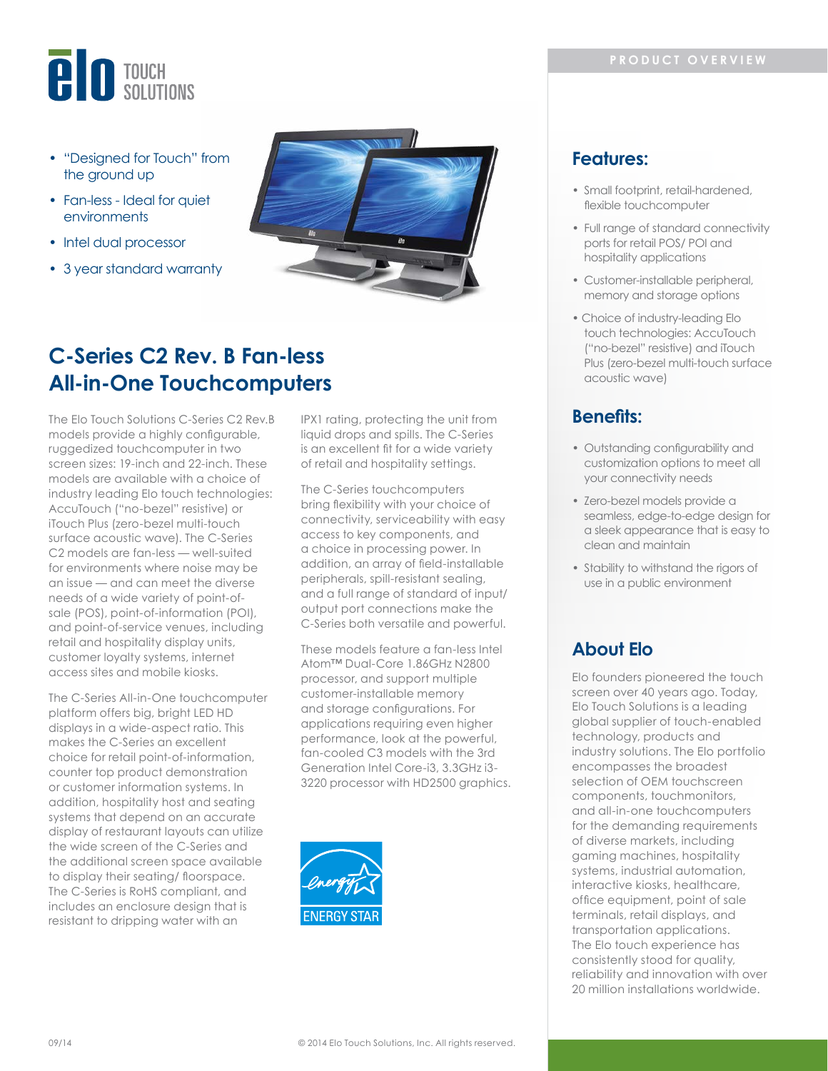elo TOUCH SOLUTIONS

- "Designed for Touch" from the ground up
- Fan-less - Ideal for quiet environments
- Intel dual processor
- 3 year standard warranty

# C-Series C2 Rev. B Fan-less All-in-One Touchcomputers

The Elo Touch Solutions C-Series C2 Rev.B models provide a highly configurable, ruggedized touchcomputer in two screen sizes: 19-inch and 22-inch. These models are available with a choice of industry leading Elo touch technologies: AccuTouch ("no-bezel" resistive) or iTouch Plus (zero-bezel multi-touch surface acoustic wave). The C-Series C2 models are fan-less — well-suited for environments where noise may be an issue — and can meet the diverse needs of a wide variety of point-of-sale (POS), point-of-information (POI), and point-of-service venues, including retail and hospitality display units, customer loyalty systems, internet access sites and mobile kiosks.

The C-Series All-in-One touchcomputer platform offers big, bright LED HD displays in a wide-aspect ratio. This makes the C-Series an excellent choice for retail point-of-information, counter top product demonstration or customer information systems. In addition, hospitality host and seating systems that depend on an accurate display of restaurant layouts can utilize the wide screen of the C-Series and the additional screen space available to display their seating/ floorspace. The C-Series is RoHS compliant, and includes an enclosure design that is resistant to dripping water with an IPX1 rating, protecting the unit from liquid drops and spills. The C-Series is an excellent fit for a wide variety of retail and hospitality settings.

The C-Series touchcomputers bring flexibility with your choice of connectivity, serviceability with easy access to key components, and a choice in processing power. In addition, an array of field-installable peripherals, spill-resistant sealing, and a full range of standard of input/ output port connections make the C-Series both versatile and powerful.

These models feature a fan-less Intel Atom™ Dual-Core 1.86GHz N2800 processor, and support multiple customer-installable memory and storage configurations. For applications requiring even higher performance, look at the powerful, fan-cooled C3 models with the 3rd Generation Intel Core-i3, 3.3GHz i3-3220 processor with HD2500 graphics.

ENERGY STAR

PRODUCT OVERVIEW

## Features:

- Small footprint, retail-hardened, flexible touchcomputer
- Full range of standard connectivity ports for retail POS/ POI and hospitality applications
- Customer-installable peripheral, memory and storage options
- Choice of industry-leading Elo touch technologies: AccuTouch ("no-bezel" resistive) and iTouch Plus (zero-bezel multi-touch surface acoustic wave)

## Benefits:

- Outstanding configurability and customization options to meet all your connectivity needs
- Zero-bezel models provide a seamless, edge-to-edge design for a sleek appearance that is easy to clean and maintain
- Stability to withstand the rigors of use in a public environment

## About Elo

Elo founders pioneered the touch screen over 40 years ago. Today, Elo Touch Solutions is a leading global supplier of touch-enabled technology, products and industry solutions. The Elo portfolio encompasses the broadest selection of OEM touchscreen components, touchmonitors, and all-in-one touchcomputers for the demanding requirements of diverse markets, including gaming machines, hospitality systems, industrial automation, interactive kiosks, healthcare, office equipment, point of sale terminals, retail displays, and transportation applications. The Elo touch experience has consistently stood for quality, reliability and innovation with over 20 million installations worldwide.

09/14 © 2014 Elo Touch Solutions, Inc. All rights reserved.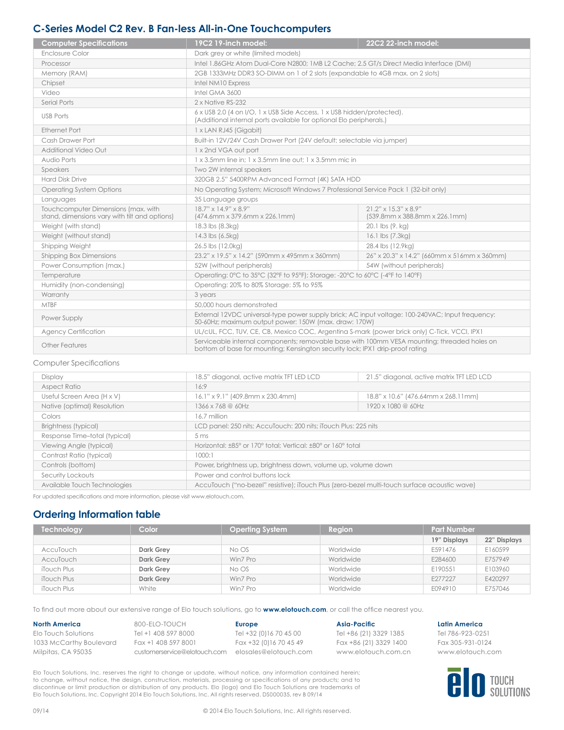## C-Series Model C2 Rev. B Fan-less All-in-One Touchcomputers

| Computer Specifications | 19C2 19-inch model: | 22C2 22-inch model: |
|---|---|---|
| Enclosure Color | Dark grey or white (limited models) | |
| Processor | Intel 1.86GHz Atom Dual-Core N2800; 1MB L2 Cache; 2.5 GT/s Direct Media Interface (DMI) | |
| Memory (RAM) | 2GB 1333MHz DDR3 SO-DIMM on 1 of 2 slots (expandable to 4GB max. on 2 slots) | |
| Chipset | Intel NM10 Express | |
| Video | Intel GMA 3600 | |
| Serial Ports | 2 x Native RS-232 | |
| USB Ports | 6 x USB 2.0 (4 on I/O, 1 x USB Side Access, 1 x USB hidden/protected). (Additional internal ports available for optional Elo peripherals.) | |
| Ethernet Port | 1 x LAN RJ45 (Gigabit) | |
| Cash Drawer Port | Built-in 12V/24V Cash Drawer Port (24V default; selectable via jumper) | |
| Additional Video Out | 1 x 2nd VGA out port | |
| Audio Ports | 1 x 3.5mm line in; 1 x 3.5mm line out; 1 x 3.5mm mic in | |
| Speakers | Two 2W internal speakers | |
| Hard Disk Drive | 320GB 2.5" 5400RPM Advanced Format (4K) SATA HDD | |
| Operating System Options | No Operating System; Microsoft Windows 7 Professional Service Pack 1 (32-bit only) | |
| Languages | 35 Language groups | |
| Touchcomputer Dimensions (max. with stand, dimensions vary with tilt and options) | 18.7" x 14.9" x 8.9" (474.6mm x 379.6mm x 226.1mm) | 21.2" x 15.3" x 8.9" (539.8mm x 388.8mm x 226.1mm) |
| Weight (with stand) | 18.3 lbs (8.3kg) | 20.1 lbs (9. kg) |
| Weight (without stand) | 14.3 lbs (6.5kg) | 16.1 lbs (7.3kg) |
| Shipping Weight | 26.5 lbs (12.0kg) | 28.4 lbs (12.9kg) |
| Shipping Box Dimensions | 23.2" x 19.5" x 14.2" (590mm x 495mm x 360mm) | 26" x 20.3" x 14.2" (660mm x 516mm x 360mm) |
| Power Consumption (max.) | 52W (without peripherals) | 54W (without peripherals) |
| Temperature | Operating: 0°C to 35°C (32°F to 95°F); Storage: -20°C to 60°C (-4°F to 140°F) | |
| Humidity (non-condensing) | Operating: 20% to 80% Storage: 5% to 95% | |
| Warranty | 3 years | |
| MTBF | 50,000 hours demonstrated | |
| Power Supply | External 12VDC universal-type power supply brick; AC input voltage: 100-240VAC; Input frequency: 50-60Hz; maximum output power: 150W (max. draw: 170W) | |
| Agency Certification | UL/cUL, FCC, TUV, CE, CB, Mexico COC, Argentina S-mark (power brick only) C-Tick, VCCI, IPX1 | |
| Other Features | Serviceable internal components; removable base with 100mm VESA mounting; threaded holes on bottom of base for mounting; Kensington security lock; IPX1 drip-proof rating | |

Computer Specifications

| | | |
|---|---|---|
| Display | 18.5" diagonal, active matrix TFT LED LCD | 21.5" diagonal, active matrix TFT LED LCD |
| Aspect Ratio | 16:9 | |
| Useful Screen Area (H x V) | 16.1" x 9.1" (409.8mm x 230.4mm) | 18.8" x 10.6" (476.64mm x 268.11mm) |
| Native (optimal) Resolution | 1366 x 768 @ 60Hz | 1920 x 1080 @ 60Hz |
| Colors | 16.7 million | |
| Brightness (typical) | LCD panel: 250 nits; AccuTouch: 200 nits; iTouch Plus: 225 nits | |
| Response Time–total (typical) | 5 ms | |
| Viewing Angle (typical) | Horizontal: ±85° or 170° total; Vertical: ±80° or 160° total | |
| Contrast Ratio (typical) | 1000:1 | |
| Controls (bottom) | Power, brightness up, brightness down, volume up, volume down | |
| Security Lockouts | Power and control buttons lock | |
| Available Touch Technologies | AccuTouch ("no-bezel" resistive); iTouch Plus (zero-bezel multi-touch surface acoustic wave) | |

For updated specifications and more information, please visit www.elotouch.com.

## Ordering Information table

| Technology | Color | Operting System | Region | Part Number | |
|---|---|---|---|---|---|
| | | | | 19" Displays | 22" Displays |
| AccuTouch | **Dark Grey** | No OS | Worldwide | E591476 | E160599 |
| AccuTouch | **Dark Grey** | Win7 Pro | Worldwide | E284600 | E757949 |
| iTouch Plus | **Dark Grey** | No OS | Worldwide | E190551 | E103960 |
| iTouch Plus | **Dark Grey** | Win7 Pro | Worldwide | E277227 | E420297 |
| iTouch Plus | White | Win7 Pro | Worldwide | E094910 | E757046 |

To find out more about our extensive range of Elo touch solutions, go to **www.elotouch.com**, or call the office nearest you.

**North America**
Elo Touch Solutions
1033 McCarthy Boulevard
Milpitas, CA 95035

800-ELO-TOUCH
Tel +1 408 597 8000
Fax +1 408 597 8001
customerservice@elotouch.com

**Europe**
Tel +32 (0)16 70 45 00
Fax +32 (0)16 70 45 49
elosales@elotouch.com

**Asia-Pacific**
Tel +86 (21) 3329 1385
Fax +86 (21) 3329 1400
www.elotouch.com.cn

**Latin America**
Tel 786-923-0251
Fax 305-931-0124
www.elotouch.com

Elo Touch Solutions, Inc. reserves the right to change or update, without notice, any information contained herein; to change, without notice, the design, construction, materials, processing or specifications of any products; and to discontinue or limit production or distribution of any products. Elo (logo) and Elo Touch Solutions are trademarks of Elo Touch Solutions, Inc. Copyright 2014 Elo Touch Solutions, Inc. All rights reserved. DS000035, rev B 09/14

elo TOUCH SOLUTIONS

09/14

© 2014 Elo Touch Solutions, Inc. All rights reserved.